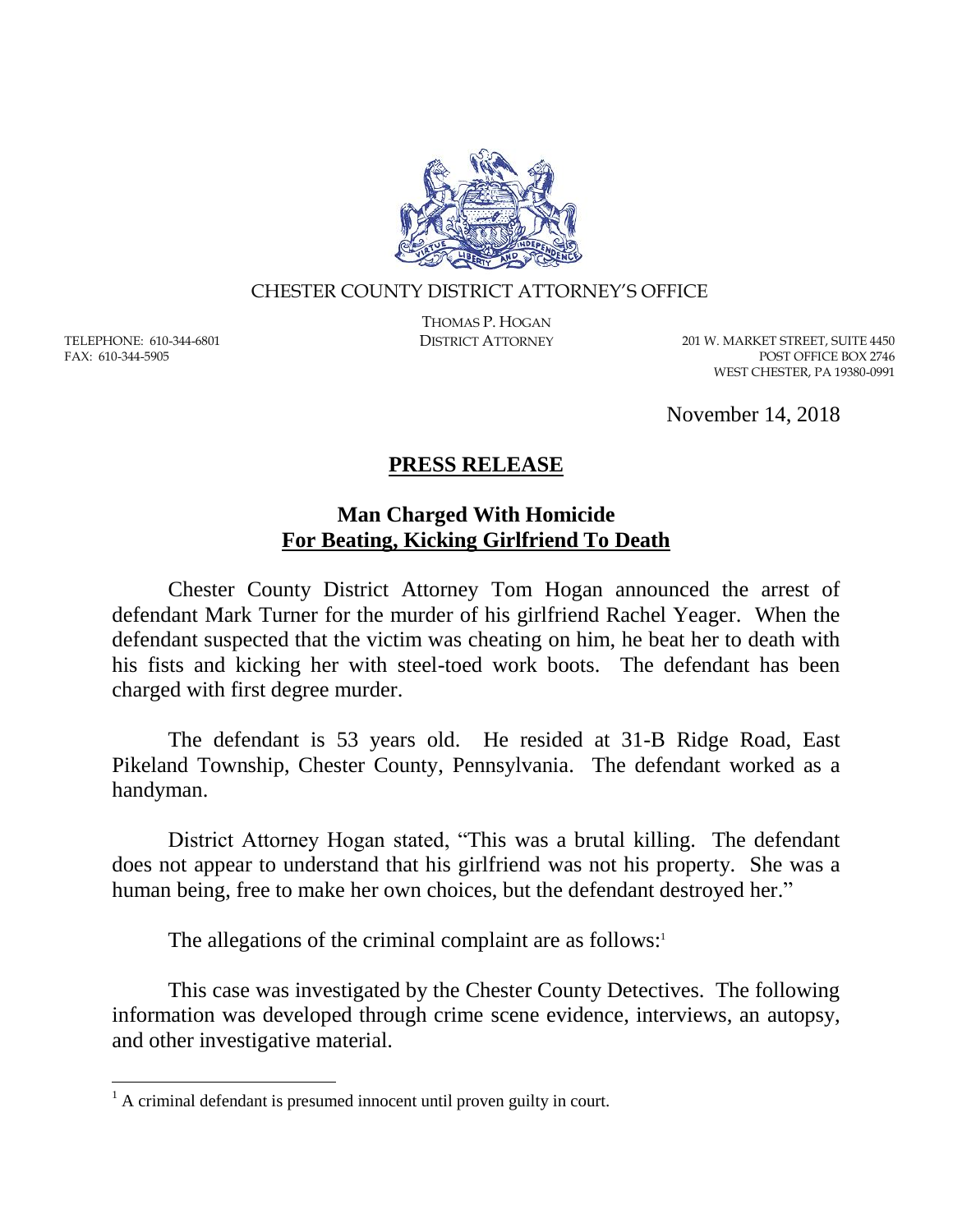CHESTER COUNTY DISTRICT ATTORNEY'S OFFICE

THOMAS P. HOGAN
DISTRICT ATTORNEY

TELEPHONE: 610-344-6801
FAX: 610-344-5905

201 W. MARKET STREET, SUITE 4450
POST OFFICE BOX 2746
WEST CHESTER, PA 19380-0991

November 14, 2018

# PRESS RELEASE

## Man Charged With Homicide For Beating, Kicking Girlfriend To Death

Chester County District Attorney Tom Hogan announced the arrest of defendant Mark Turner for the murder of his girlfriend Rachel Yeager. When the defendant suspected that the victim was cheating on him, he beat her to death with his fists and kicking her with steel-toed work boots. The defendant has been charged with first degree murder.

The defendant is 53 years old. He resided at 31-B Ridge Road, East Pikeland Township, Chester County, Pennsylvania. The defendant worked as a handyman.

District Attorney Hogan stated, "This was a brutal killing. The defendant does not appear to understand that his girlfriend was not his property. She was a human being, free to make her own choices, but the defendant destroyed her."

The allegations of the criminal complaint are as follows:[1]

This case was investigated by the Chester County Detectives. The following information was developed through crime scene evidence, interviews, an autopsy, and other investigative material.

[1] A criminal defendant is presumed innocent until proven guilty in court.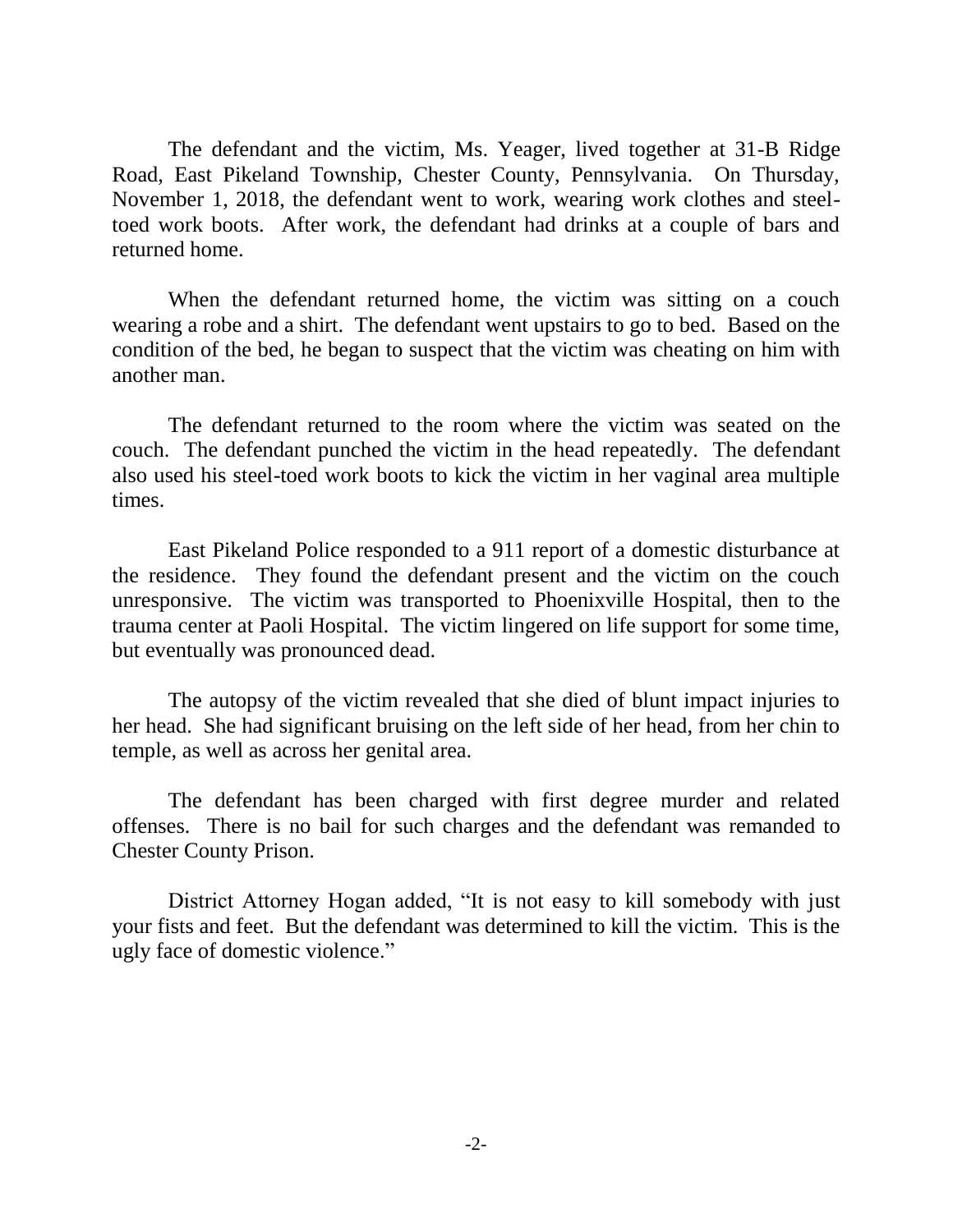The defendant and the victim, Ms. Yeager, lived together at 31-B Ridge Road, East Pikeland Township, Chester County, Pennsylvania. On Thursday, November 1, 2018, the defendant went to work, wearing work clothes and steel-toed work boots. After work, the defendant had drinks at a couple of bars and returned home.

When the defendant returned home, the victim was sitting on a couch wearing a robe and a shirt. The defendant went upstairs to go to bed. Based on the condition of the bed, he began to suspect that the victim was cheating on him with another man.

The defendant returned to the room where the victim was seated on the couch. The defendant punched the victim in the head repeatedly. The defendant also used his steel-toed work boots to kick the victim in her vaginal area multiple times.

East Pikeland Police responded to a 911 report of a domestic disturbance at the residence. They found the defendant present and the victim on the couch unresponsive. The victim was transported to Phoenixville Hospital, then to the trauma center at Paoli Hospital. The victim lingered on life support for some time, but eventually was pronounced dead.

The autopsy of the victim revealed that she died of blunt impact injuries to her head. She had significant bruising on the left side of her head, from her chin to temple, as well as across her genital area.

The defendant has been charged with first degree murder and related offenses. There is no bail for such charges and the defendant was remanded to Chester County Prison.

District Attorney Hogan added, "It is not easy to kill somebody with just your fists and feet. But the defendant was determined to kill the victim. This is the ugly face of domestic violence."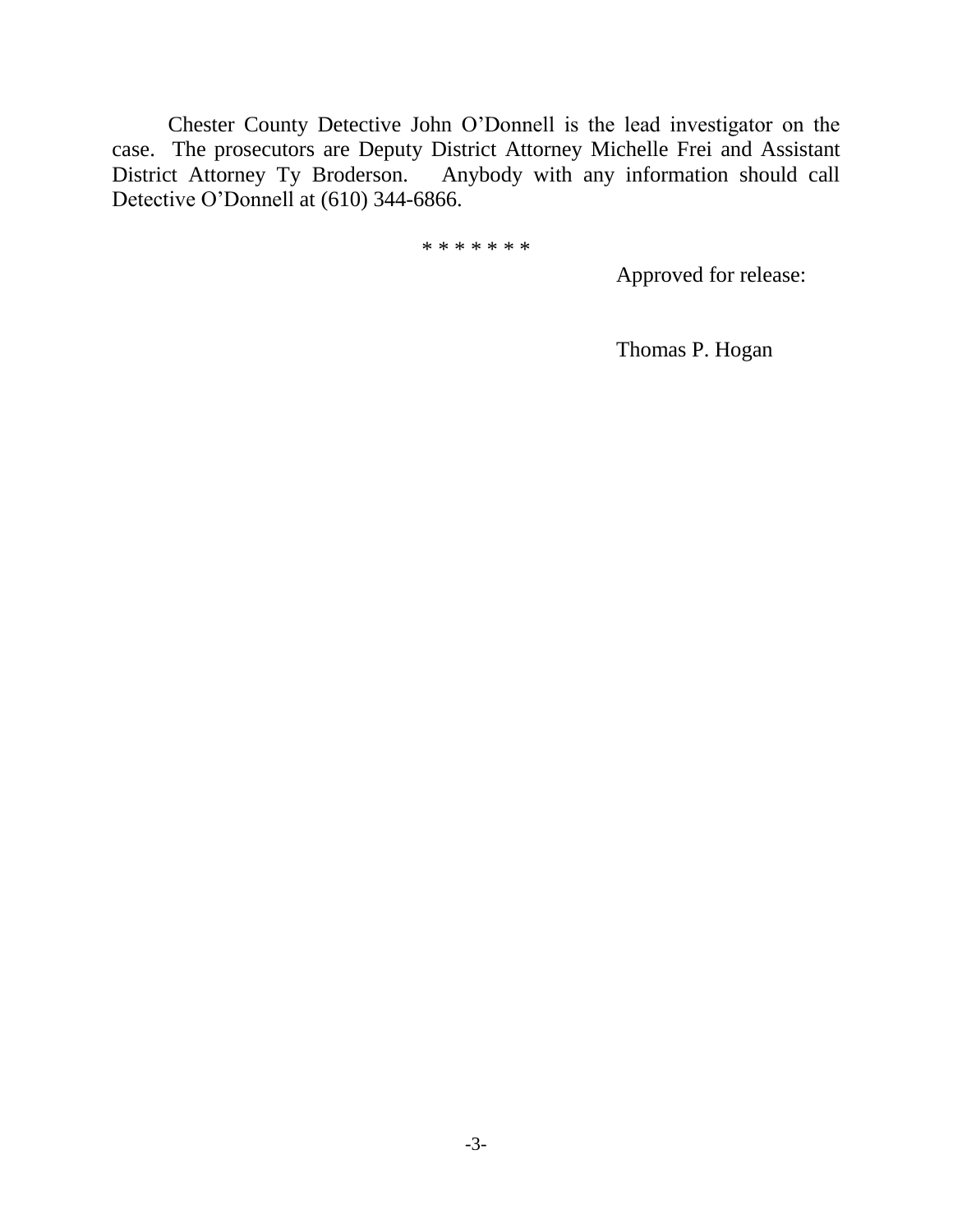Chester County Detective John O'Donnell is the lead investigator on the case. The prosecutors are Deputy District Attorney Michelle Frei and Assistant District Attorney Ty Broderson. Anybody with any information should call Detective O'Donnell at (610) 344-6866.

* * * * * * *

Approved for release:

Thomas P. Hogan